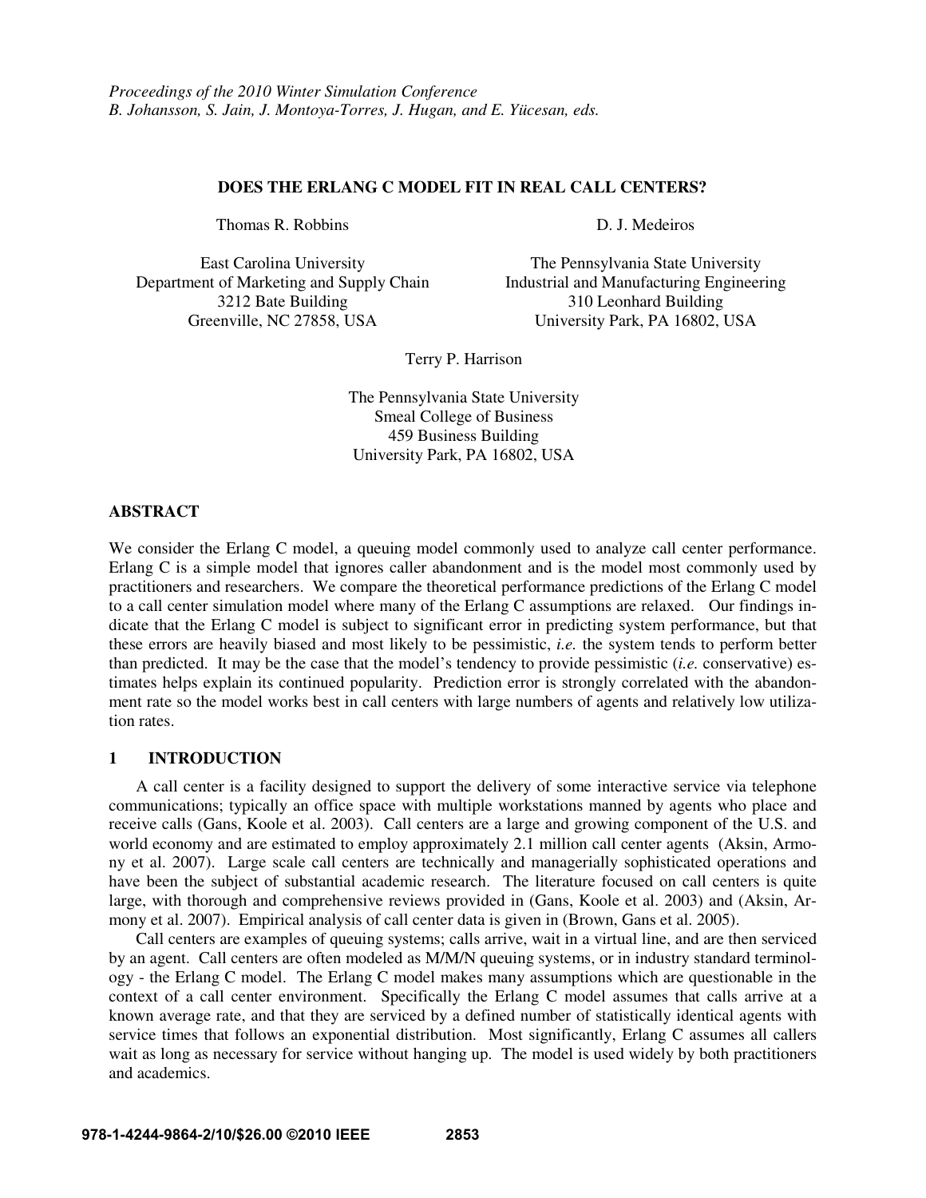*Proceedings of the 2010 Winter Simulation Conference*
*B. Johansson, S. Jain, J. Montoya-Torres, J. Hugan, and E. Yücesan, eds.*

# DOES THE ERLANG C MODEL FIT IN REAL CALL CENTERS?

Thomas R. Robbins

East Carolina University
Department of Marketing and Supply Chain
3212 Bate Building
Greenville, NC 27858, USA

D. J. Medeiros

The Pennsylvania State University
Industrial and Manufacturing Engineering
310 Leonhard Building
University Park, PA 16802, USA

Terry P. Harrison

The Pennsylvania State University
Smeal College of Business
459 Business Building
University Park, PA 16802, USA

## ABSTRACT

We consider the Erlang C model, a queuing model commonly used to analyze call center performance. Erlang C is a simple model that ignores caller abandonment and is the model most commonly used by practitioners and researchers. We compare the theoretical performance predictions of the Erlang C model to a call center simulation model where many of the Erlang C assumptions are relaxed. Our findings indicate that the Erlang C model is subject to significant error in predicting system performance, but that these errors are heavily biased and most likely to be pessimistic, *i.e.* the system tends to perform better than predicted. It may be the case that the model's tendency to provide pessimistic (*i.e.* conservative) estimates helps explain its continued popularity. Prediction error is strongly correlated with the abandonment rate so the model works best in call centers with large numbers of agents and relatively low utilization rates.

## 1 INTRODUCTION

A call center is a facility designed to support the delivery of some interactive service via telephone communications; typically an office space with multiple workstations manned by agents who place and receive calls (Gans, Koole et al. 2003). Call centers are a large and growing component of the U.S. and world economy and are estimated to employ approximately 2.1 million call center agents (Aksin, Armony et al. 2007). Large scale call centers are technically and managerially sophisticated operations and have been the subject of substantial academic research. The literature focused on call centers is quite large, with thorough and comprehensive reviews provided in (Gans, Koole et al. 2003) and (Aksin, Armony et al. 2007). Empirical analysis of call center data is given in (Brown, Gans et al. 2005).

Call centers are examples of queuing systems; calls arrive, wait in a virtual line, and are then serviced by an agent. Call centers are often modeled as M/M/N queuing systems, or in industry standard terminology - the Erlang C model. The Erlang C model makes many assumptions which are questionable in the context of a call center environment. Specifically the Erlang C model assumes that calls arrive at a known average rate, and that they are serviced by a defined number of statistically identical agents with service times that follows an exponential distribution. Most significantly, Erlang C assumes all callers wait as long as necessary for service without hanging up. The model is used widely by both practitioners and academics.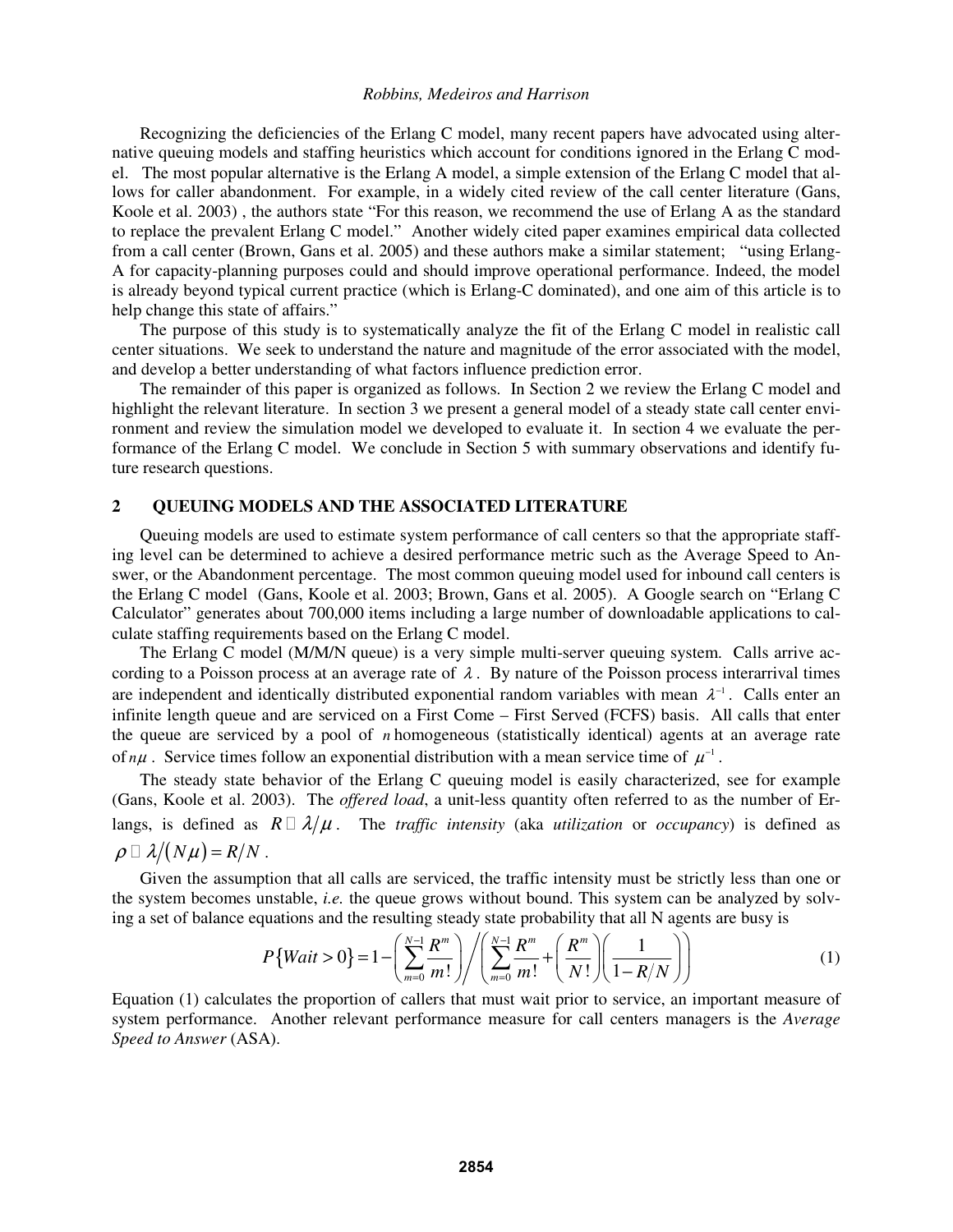Recognizing the deficiencies of the Erlang C model, many recent papers have advocated using alternative queuing models and staffing heuristics which account for conditions ignored in the Erlang C model. The most popular alternative is the Erlang A model, a simple extension of the Erlang C model that allows for caller abandonment. For example, in a widely cited review of the call center literature (Gans, Koole et al. 2003) , the authors state "For this reason, we recommend the use of Erlang A as the standard to replace the prevalent Erlang C model." Another widely cited paper examines empirical data collected from a call center (Brown, Gans et al. 2005) and these authors make a similar statement; "using Erlang-A for capacity-planning purposes could and should improve operational performance. Indeed, the model is already beyond typical current practice (which is Erlang-C dominated), and one aim of this article is to help change this state of affairs."

The purpose of this study is to systematically analyze the fit of the Erlang C model in realistic call center situations. We seek to understand the nature and magnitude of the error associated with the model, and develop a better understanding of what factors influence prediction error.

The remainder of this paper is organized as follows. In Section 2 we review the Erlang C model and highlight the relevant literature. In section 3 we present a general model of a steady state call center environment and review the simulation model we developed to evaluate it. In section 4 we evaluate the performance of the Erlang C model. We conclude in Section 5 with summary observations and identify future research questions.

## 2 QUEUING MODELS AND THE ASSOCIATED LITERATURE

Queuing models are used to estimate system performance of call centers so that the appropriate staffing level can be determined to achieve a desired performance metric such as the Average Speed to Answer, or the Abandonment percentage. The most common queuing model used for inbound call centers is the Erlang C model (Gans, Koole et al. 2003; Brown, Gans et al. 2005). A Google search on "Erlang C Calculator" generates about 700,000 items including a large number of downloadable applications to calculate staffing requirements based on the Erlang C model.

The Erlang C model (M/M/N queue) is a very simple multi-server queuing system. Calls arrive according to a Poisson process at an average rate of $\lambda$. By nature of the Poisson process interarrival times are independent and identically distributed exponential random variables with mean $\lambda^{-1}$. Calls enter an infinite length queue and are serviced on a First Come – First Served (FCFS) basis. All calls that enter the queue are serviced by a pool of $n$ homogeneous (statistically identical) agents at an average rate of $n\mu$. Service times follow an exponential distribution with a mean service time of $\mu^{-1}$.

The steady state behavior of the Erlang C queuing model is easily characterized, see for example (Gans, Koole et al. 2003). The *offered load*, a unit-less quantity often referred to as the number of Erlangs, is defined as $R \triangleq \lambda/\mu$. The *traffic intensity* (aka *utilization* or *occupancy*) is defined as $\rho \triangleq \lambda/(N\mu) = R/N$.

Given the assumption that all calls are serviced, the traffic intensity must be strictly less than one or the system becomes unstable, *i.e.* the queue grows without bound. This system can be analyzed by solving a set of balance equations and the resulting steady state probability that all N agents are busy is

$$P\{Wait > 0\} = 1 - \left(\sum_{m=0}^{N-1} \frac{R^m}{m!}\right) \Bigg/ \left(\sum_{m=0}^{N-1} \frac{R^m}{m!} + \left(\frac{R^m}{N!}\right)\left(\frac{1}{1 - R/N}\right)\right) \tag{1}$$

Equation (1) calculates the proportion of callers that must wait prior to service, an important measure of system performance. Another relevant performance measure for call centers managers is the *Average Speed to Answer* (ASA).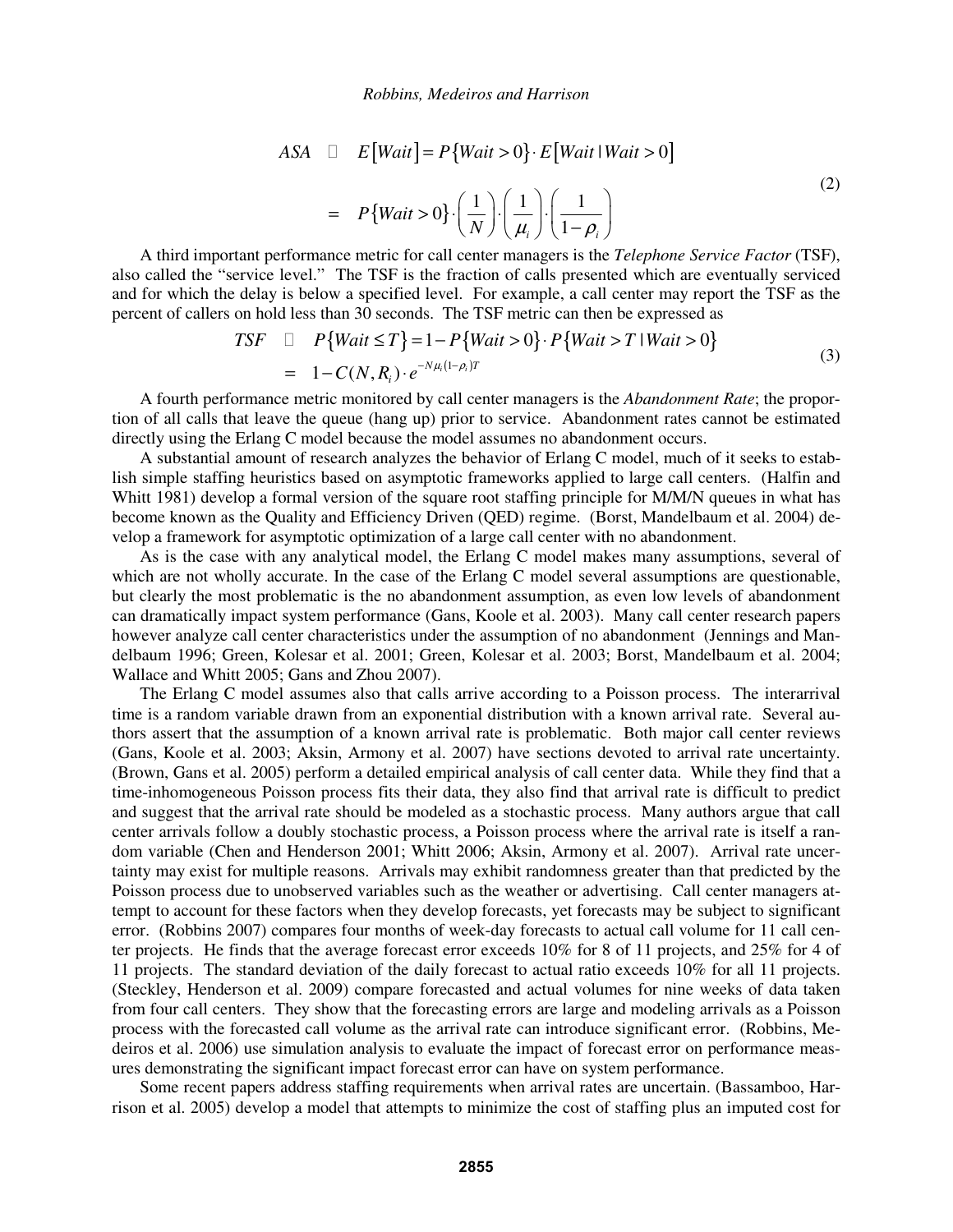$$
\begin{aligned}
ASA \quad \equiv \quad E[Wait] &= P\{Wait > 0\} \cdot E[Wait \mid Wait > 0] \\
&= P\{Wait > 0\} \cdot \left(\frac{1}{N}\right) \cdot \left(\frac{1}{\mu_i}\right) \cdot \left(\frac{1}{1-\rho_i}\right)
\end{aligned} \tag{2}
$$

A third important performance metric for call center managers is the *Telephone Service Factor* (TSF), also called the "service level." The TSF is the fraction of calls presented which are eventually serviced and for which the delay is below a specified level. For example, a call center may report the TSF as the percent of callers on hold less than 30 seconds. The TSF metric can then be expressed as

$$
\begin{aligned}
TSF \quad \equiv \quad P\{Wait \le T\} &= 1 - P\{Wait > 0\} \cdot P\{Wait > T \mid Wait > 0\} \\
&= 1 - C(N, R_i) \cdot e^{-N\mu_i(1-\rho_i)T}
\end{aligned} \tag{3}
$$

A fourth performance metric monitored by call center managers is the *Abandonment Rate*; the proportion of all calls that leave the queue (hang up) prior to service. Abandonment rates cannot be estimated directly using the Erlang C model because the model assumes no abandonment occurs.

A substantial amount of research analyzes the behavior of Erlang C model, much of it seeks to establish simple staffing heuristics based on asymptotic frameworks applied to large call centers. (Halfin and Whitt 1981) develop a formal version of the square root staffing principle for M/M/N queues in what has become known as the Quality and Efficiency Driven (QED) regime. (Borst, Mandelbaum et al. 2004) develop a framework for asymptotic optimization of a large call center with no abandonment.

As is the case with any analytical model, the Erlang C model makes many assumptions, several of which are not wholly accurate. In the case of the Erlang C model several assumptions are questionable, but clearly the most problematic is the no abandonment assumption, as even low levels of abandonment can dramatically impact system performance (Gans, Koole et al. 2003). Many call center research papers however analyze call center characteristics under the assumption of no abandonment (Jennings and Mandelbaum 1996; Green, Kolesar et al. 2001; Green, Kolesar et al. 2003; Borst, Mandelbaum et al. 2004; Wallace and Whitt 2005; Gans and Zhou 2007).

The Erlang C model assumes also that calls arrive according to a Poisson process. The interarrival time is a random variable drawn from an exponential distribution with a known arrival rate. Several authors assert that the assumption of a known arrival rate is problematic. Both major call center reviews (Gans, Koole et al. 2003; Aksin, Armony et al. 2007) have sections devoted to arrival rate uncertainty. (Brown, Gans et al. 2005) perform a detailed empirical analysis of call center data. While they find that a time-inhomogeneous Poisson process fits their data, they also find that arrival rate is difficult to predict and suggest that the arrival rate should be modeled as a stochastic process. Many authors argue that call center arrivals follow a doubly stochastic process, a Poisson process where the arrival rate is itself a random variable (Chen and Henderson 2001; Whitt 2006; Aksin, Armony et al. 2007). Arrival rate uncertainty may exist for multiple reasons. Arrivals may exhibit randomness greater than that predicted by the Poisson process due to unobserved variables such as the weather or advertising. Call center managers attempt to account for these factors when they develop forecasts, yet forecasts may be subject to significant error. (Robbins 2007) compares four months of week-day forecasts to actual call volume for 11 call center projects. He finds that the average forecast error exceeds 10% for 8 of 11 projects, and 25% for 4 of 11 projects. The standard deviation of the daily forecast to actual ratio exceeds 10% for all 11 projects. (Steckley, Henderson et al. 2009) compare forecasted and actual volumes for nine weeks of data taken from four call centers. They show that the forecasting errors are large and modeling arrivals as a Poisson process with the forecasted call volume as the arrival rate can introduce significant error. (Robbins, Medeiros et al. 2006) use simulation analysis to evaluate the impact of forecast error on performance measures demonstrating the significant impact forecast error can have on system performance.

Some recent papers address staffing requirements when arrival rates are uncertain. (Bassamboo, Harrison et al. 2005) develop a model that attempts to minimize the cost of staffing plus an imputed cost for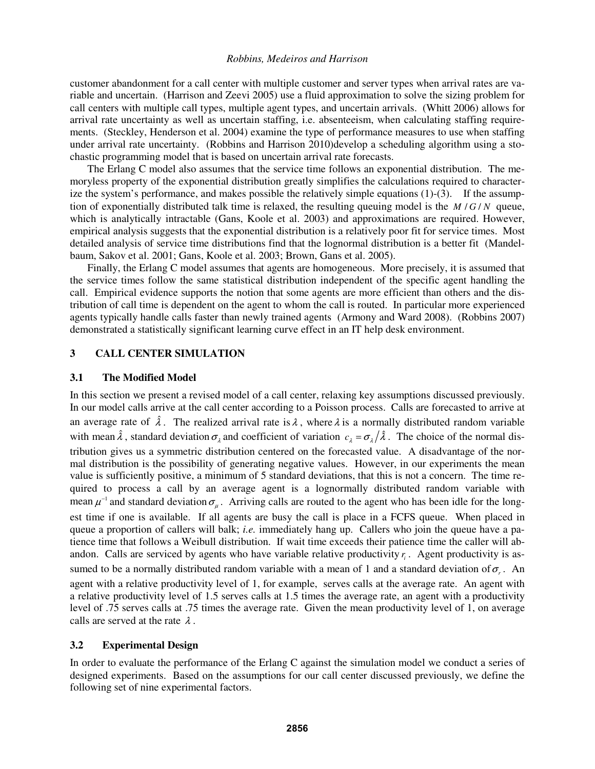customer abandonment for a call center with multiple customer and server types when arrival rates are variable and uncertain. (Harrison and Zeevi 2005) use a fluid approximation to solve the sizing problem for call centers with multiple call types, multiple agent types, and uncertain arrivals. (Whitt 2006) allows for arrival rate uncertainty as well as uncertain staffing, i.e. absenteeism, when calculating staffing requirements. (Steckley, Henderson et al. 2004) examine the type of performance measures to use when staffing under arrival rate uncertainty. (Robbins and Harrison 2010)develop a scheduling algorithm using a stochastic programming model that is based on uncertain arrival rate forecasts.

The Erlang C model also assumes that the service time follows an exponential distribution. The memoryless property of the exponential distribution greatly simplifies the calculations required to characterize the system's performance, and makes possible the relatively simple equations (1)-(3). If the assumption of exponentially distributed talk time is relaxed, the resulting queuing model is the $M/G/N$ queue, which is analytically intractable (Gans, Koole et al. 2003) and approximations are required. However, empirical analysis suggests that the exponential distribution is a relatively poor fit for service times. Most detailed analysis of service time distributions find that the lognormal distribution is a better fit (Mandelbaum, Sakov et al. 2001; Gans, Koole et al. 2003; Brown, Gans et al. 2005).

Finally, the Erlang C model assumes that agents are homogeneous. More precisely, it is assumed that the service times follow the same statistical distribution independent of the specific agent handling the call. Empirical evidence supports the notion that some agents are more efficient than others and the distribution of call time is dependent on the agent to whom the call is routed. In particular more experienced agents typically handle calls faster than newly trained agents (Armony and Ward 2008). (Robbins 2007) demonstrated a statistically significant learning curve effect in an IT help desk environment.

## 3 CALL CENTER SIMULATION

### 3.1 The Modified Model

In this section we present a revised model of a call center, relaxing key assumptions discussed previously. In our model calls arrive at the call center according to a Poisson process. Calls are forecasted to arrive at an average rate of $\hat{\lambda}$. The realized arrival rate is $\lambda$, where $\lambda$ is a normally distributed random variable with mean $\hat{\lambda}$, standard deviation $\sigma_\lambda$ and coefficient of variation $c_\lambda = \sigma_\lambda / \hat{\lambda}$. The choice of the normal distribution gives us a symmetric distribution centered on the forecasted value. A disadvantage of the normal distribution is the possibility of generating negative values. However, in our experiments the mean value is sufficiently positive, a minimum of 5 standard deviations, that this is not a concern. The time required to process a call by an average agent is a lognormally distributed random variable with mean $\mu^{-1}$ and standard deviation $\sigma_\mu$. Arriving calls are routed to the agent who has been idle for the longest time if one is available. If all agents are busy the call is place in a FCFS queue. When placed in queue a proportion of callers will balk; *i.e.* immediately hang up. Callers who join the queue have a patience time that follows a Weibull distribution. If wait time exceeds their patience time the caller will abandon. Calls are serviced by agents who have variable relative productivity $r_i$. Agent productivity is assumed to be a normally distributed random variable with a mean of 1 and a standard deviation of $\sigma_r$. An agent with a relative productivity level of 1, for example, serves calls at the average rate. An agent with a relative productivity level of 1.5 serves calls at 1.5 times the average rate, an agent with a productivity level of .75 serves calls at .75 times the average rate. Given the mean productivity level of 1, on average calls are served at the rate $\lambda$.

### 3.2 Experimental Design

In order to evaluate the performance of the Erlang C against the simulation model we conduct a series of designed experiments. Based on the assumptions for our call center discussed previously, we define the following set of nine experimental factors.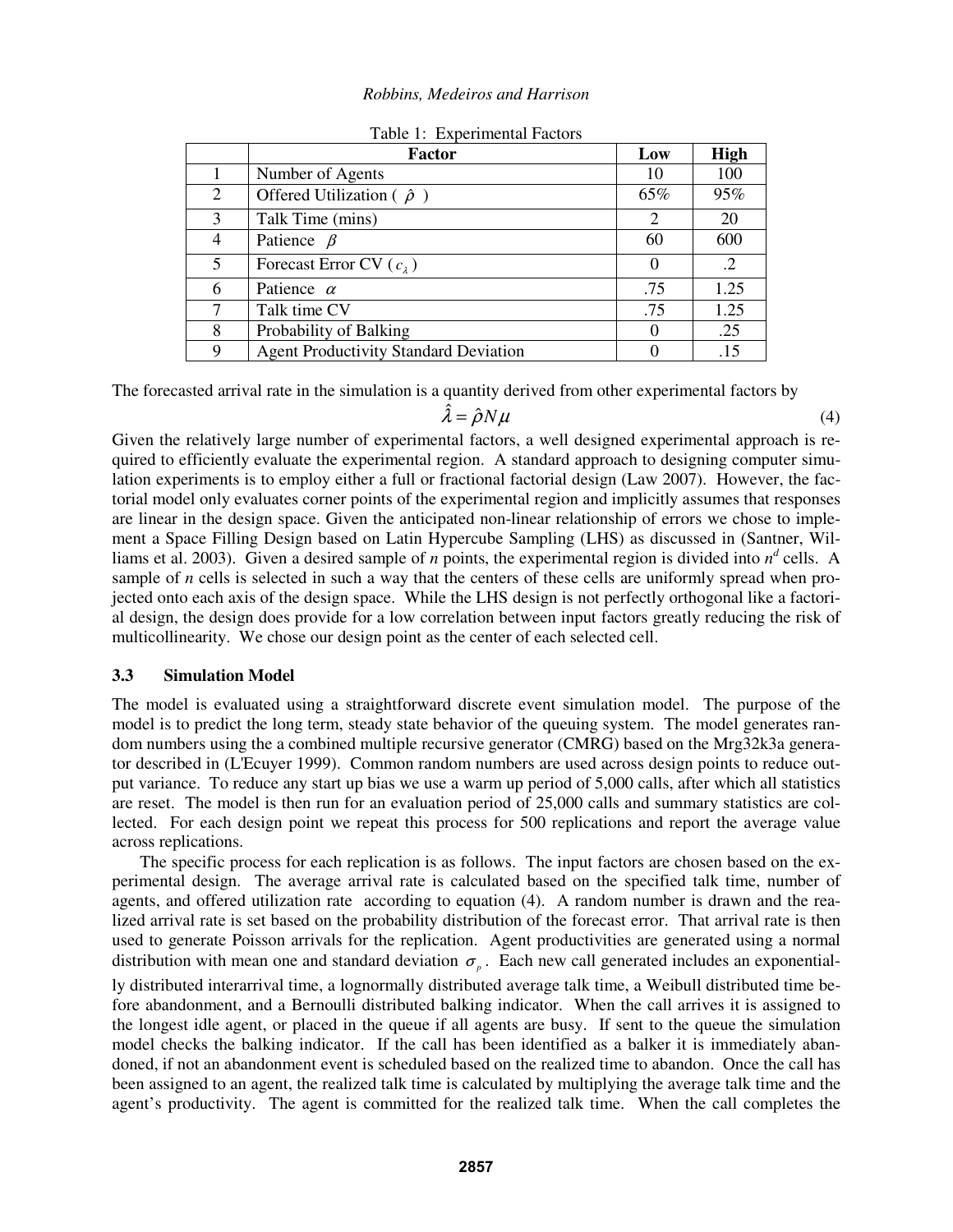Table 1: Experimental Factors

| | Factor | Low | High |
|---|---|---|---|
| 1 | Number of Agents | 10 | 100 |
| 2 | Offered Utilization ( $\hat{\rho}$ ) | 65% | 95% |
| 3 | Talk Time (mins) | 2 | 20 |
| 4 | Patience $\beta$ | 60 | 600 |
| 5 | Forecast Error CV ( $c_\lambda$ ) | 0 | .2 |
| 6 | Patience $\alpha$ | .75 | 1.25 |
| 7 | Talk time CV | .75 | 1.25 |
| 8 | Probability of Balking | 0 | .25 |
| 9 | Agent Productivity Standard Deviation | 0 | .15 |

The forecasted arrival rate in the simulation is a quantity derived from other experimental factors by

$$\hat{\lambda} = \hat{\rho} N \mu \tag{4}$$

Given the relatively large number of experimental factors, a well designed experimental approach is required to efficiently evaluate the experimental region. A standard approach to designing computer simulation experiments is to employ either a full or fractional factorial design (Law 2007). However, the factorial model only evaluates corner points of the experimental region and implicitly assumes that responses are linear in the design space. Given the anticipated non-linear relationship of errors we chose to implement a Space Filling Design based on Latin Hypercube Sampling (LHS) as discussed in (Santner, Williams et al. 2003). Given a desired sample of *n* points, the experimental region is divided into $n^d$ cells. A sample of *n* cells is selected in such a way that the centers of these cells are uniformly spread when projected onto each axis of the design space. While the LHS design is not perfectly orthogonal like a factorial design, the design does provide for a low correlation between input factors greatly reducing the risk of multicollinearity. We chose our design point as the center of each selected cell.

### 3.3 Simulation Model

The model is evaluated using a straightforward discrete event simulation model. The purpose of the model is to predict the long term, steady state behavior of the queuing system. The model generates random numbers using the a combined multiple recursive generator (CMRG) based on the Mrg32k3a generator described in (L'Ecuyer 1999). Common random numbers are used across design points to reduce output variance. To reduce any start up bias we use a warm up period of 5,000 calls, after which all statistics are reset. The model is then run for an evaluation period of 25,000 calls and summary statistics are collected. For each design point we repeat this process for 500 replications and report the average value across replications.

The specific process for each replication is as follows. The input factors are chosen based on the experimental design. The average arrival rate is calculated based on the specified talk time, number of agents, and offered utilization rate according to equation (4). A random number is drawn and the realized arrival rate is set based on the probability distribution of the forecast error. That arrival rate is then used to generate Poisson arrivals for the replication. Agent productivities are generated using a normal distribution with mean one and standard deviation $\sigma_p$. Each new call generated includes an exponentially distributed interarrival time, a lognormally distributed average talk time, a Weibull distributed time before abandonment, and a Bernoulli distributed balking indicator. When the call arrives it is assigned to the longest idle agent, or placed in the queue if all agents are busy. If sent to the queue the simulation model checks the balking indicator. If the call has been identified as a balker it is immediately abandoned, if not an abandonment event is scheduled based on the realized time to abandon. Once the call has been assigned to an agent, the realized talk time is calculated by multiplying the average talk time and the agent's productivity. The agent is committed for the realized talk time. When the call completes the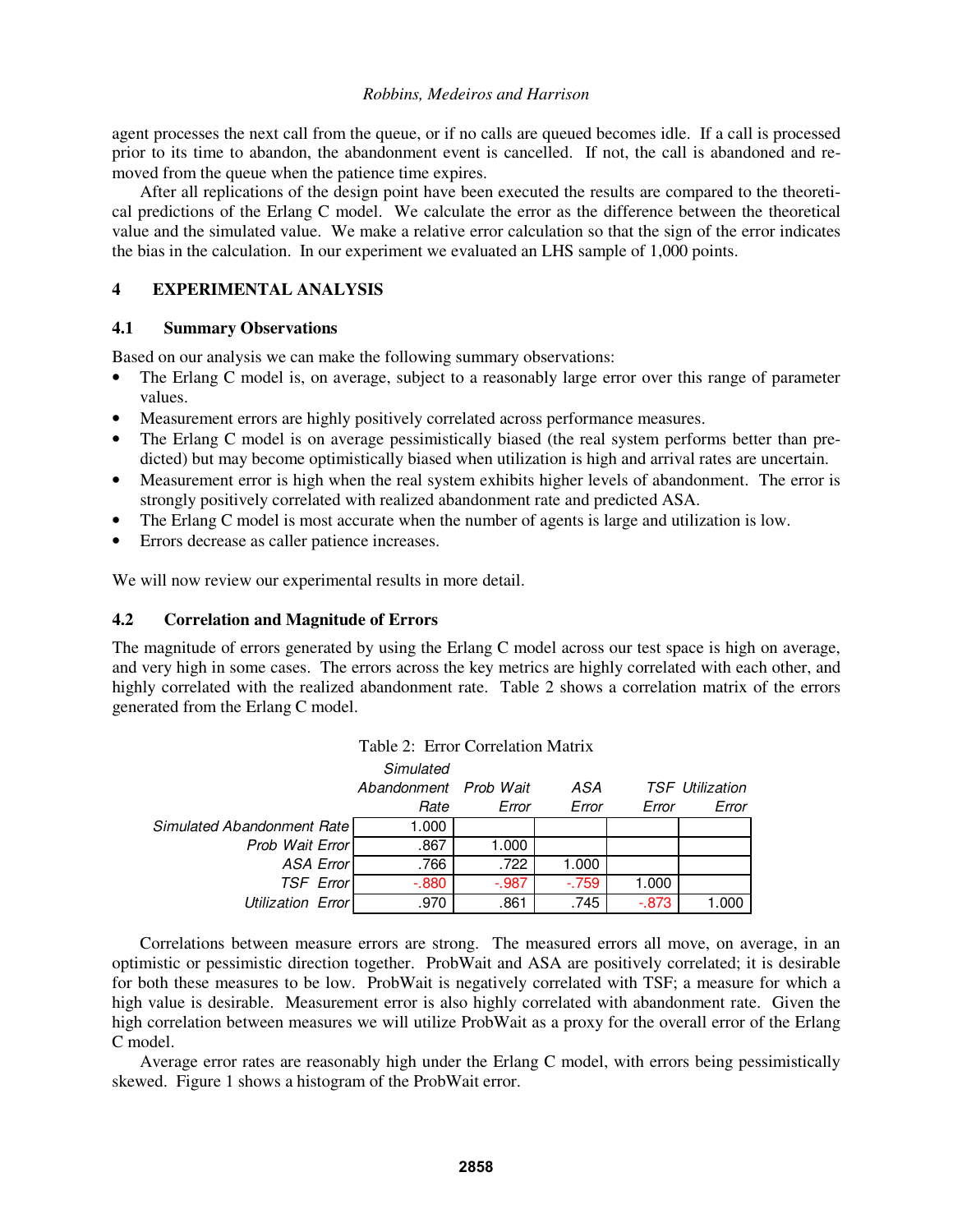agent processes the next call from the queue, or if no calls are queued becomes idle. If a call is processed prior to its time to abandon, the abandonment event is cancelled. If not, the call is abandoned and removed from the queue when the patience time expires.

After all replications of the design point have been executed the results are compared to the theoretical predictions of the Erlang C model. We calculate the error as the difference between the theoretical value and the simulated value. We make a relative error calculation so that the sign of the error indicates the bias in the calculation. In our experiment we evaluated an LHS sample of 1,000 points.

## 4 EXPERIMENTAL ANALYSIS

### 4.1 Summary Observations

Based on our analysis we can make the following summary observations:

- The Erlang C model is, on average, subject to a reasonably large error over this range of parameter values.
- Measurement errors are highly positively correlated across performance measures.
- The Erlang C model is on average pessimistically biased (the real system performs better than predicted) but may become optimistically biased when utilization is high and arrival rates are uncertain.
- Measurement error is high when the real system exhibits higher levels of abandonment. The error is strongly positively correlated with realized abandonment rate and predicted ASA.
- The Erlang C model is most accurate when the number of agents is large and utilization is low.
- Errors decrease as caller patience increases.

We will now review our experimental results in more detail.

### 4.2 Correlation and Magnitude of Errors

The magnitude of errors generated by using the Erlang C model across our test space is high on average, and very high in some cases. The errors across the key metrics are highly correlated with each other, and highly correlated with the realized abandonment rate. Table 2 shows a correlation matrix of the errors generated from the Erlang C model.

Table 2: Error Correlation Matrix

| | Simulated Abandonment Rate | Prob Wait Error | ASA Error | TSF Error | Utilization Error |
|---|---|---|---|---|---|
| Simulated Abandonment Rate | 1.000 | | | | |
| Prob Wait Error | .867 | 1.000 | | | |
| ASA Error | .766 | .722 | 1.000 | | |
| TSF Error | -.880 | -.987 | -.759 | 1.000 | |
| Utilization Error | .970 | .861 | .745 | -.873 | 1.000 |

Correlations between measure errors are strong. The measured errors all move, on average, in an optimistic or pessimistic direction together. ProbWait and ASA are positively correlated; it is desirable for both these measures to be low. ProbWait is negatively correlated with TSF; a measure for which a high value is desirable. Measurement error is also highly correlated with abandonment rate. Given the high correlation between measures we will utilize ProbWait as a proxy for the overall error of the Erlang C model.

Average error rates are reasonably high under the Erlang C model, with errors being pessimistically skewed. Figure 1 shows a histogram of the ProbWait error.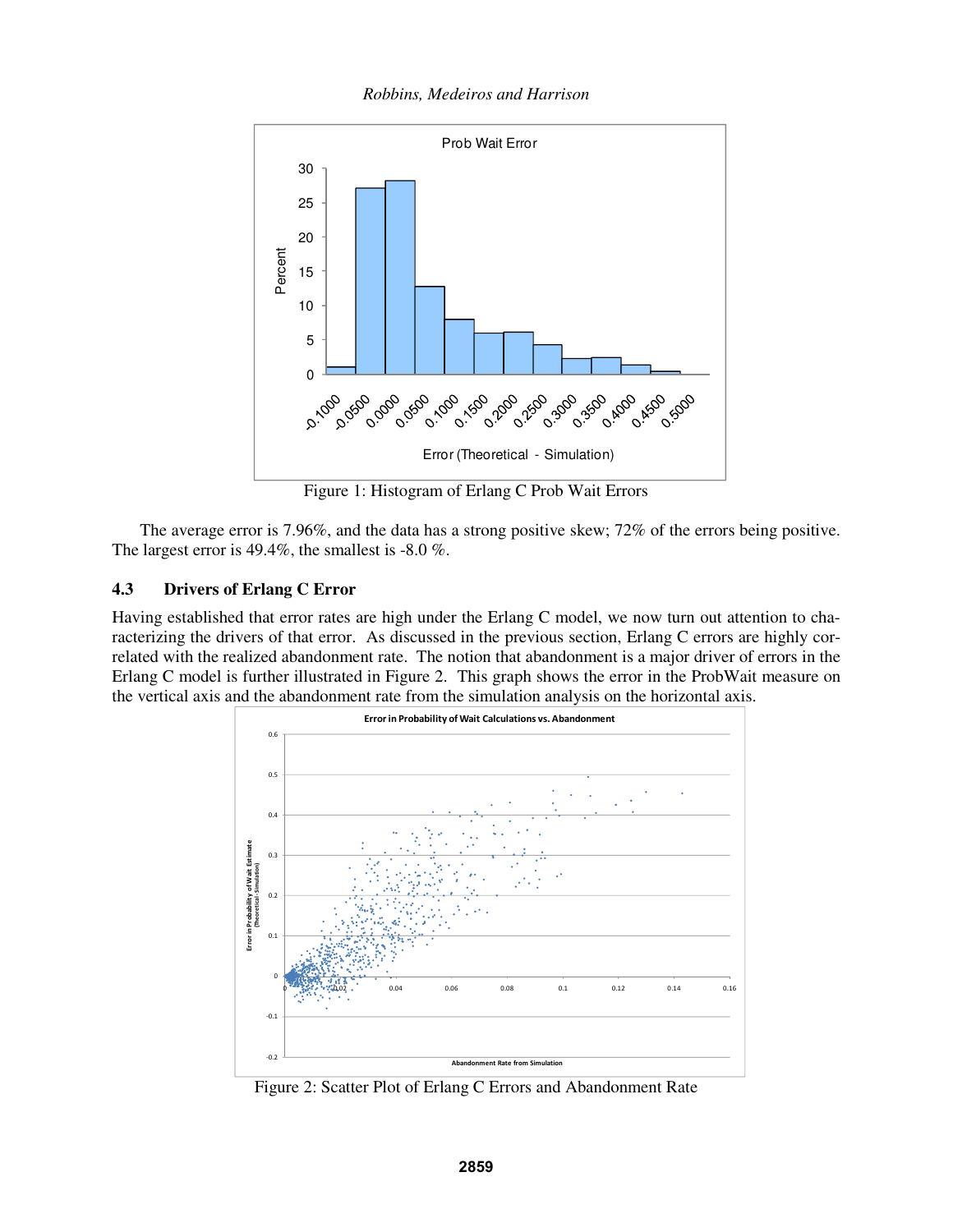Figure 1: Histogram of Erlang C Prob Wait Errors

The average error is 7.96%, and the data has a strong positive skew; 72% of the errors being positive. The largest error is 49.4%, the smallest is -8.0 %.

### 4.3 Drivers of Erlang C Error

Having established that error rates are high under the Erlang C model, we now turn out attention to characterizing the drivers of that error. As discussed in the previous section, Erlang C errors are highly correlated with the realized abandonment rate. The notion that abandonment is a major driver of errors in the Erlang C model is further illustrated in Figure 2. This graph shows the error in the ProbWait measure on the vertical axis and the abandonment rate from the simulation analysis on the horizontal axis.

Figure 2: Scatter Plot of Erlang C Errors and Abandonment Rate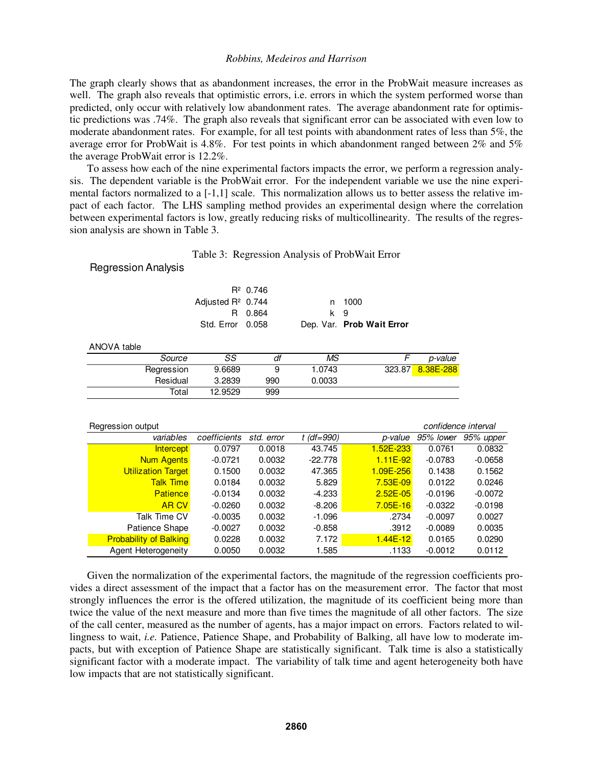The graph clearly shows that as abandonment increases, the error in the ProbWait measure increases as well. The graph also reveals that optimistic errors, i.e. errors in which the system performed worse than predicted, only occur with relatively low abandonment rates. The average abandonment rate for optimistic predictions was .74%. The graph also reveals that significant error can be associated with even low to moderate abandonment rates. For example, for all test points with abandonment rates of less than 5%, the average error for ProbWait is 4.8%. For test points in which abandonment ranged between 2% and 5% the average ProbWait error is 12.2%.

To assess how each of the nine experimental factors impacts the error, we perform a regression analysis. The dependent variable is the ProbWait error. For the independent variable we use the nine experimental factors normalized to a [-1,1] scale. This normalization allows us to better assess the relative impact of each factor. The LHS sampling method provides an experimental design where the correlation between experimental factors is low, greatly reducing risks of multicollinearity. The results of the regression analysis are shown in Table 3.

Table 3: Regression Analysis of ProbWait Error

Regression Analysis

| | | | |
|---|---|---|---|
| $R^2$ | 0.746 | | |
| Adjusted $R^2$ | 0.744 | n | 1000 |
| R | 0.864 | k | 9 |
| Std. Error | 0.058 | Dep. Var. | **Prob Wait Error** |

ANOVA table

| *Source* | *SS* | *df* | *MS* | *F* | *p-value* |
|---|---|---|---|---|---|
| Regression | 9.6689 | 9 | 1.0743 | 323.87 | 8.38E-288 |
| Residual | 3.2839 | 990 | 0.0033 | | |
| Total | 12.9529 | 999 | | | |

Regression output

| *variables* | *coefficients* | *std. error* | *t (df=990)* | *p-value* | *confidence interval 95% lower* | *95% upper* |
|---|---|---|---|---|---|---|
| Intercept | 0.0797 | 0.0018 | 43.745 | 1.52E-233 | 0.0761 | 0.0832 |
| Num Agents | -0.0721 | 0.0032 | -22.778 | 1.11E-92 | -0.0783 | -0.0658 |
| Utilization Target | 0.1500 | 0.0032 | 47.365 | 1.09E-256 | 0.1438 | 0.1562 |
| Talk Time | 0.0184 | 0.0032 | 5.829 | 7.53E-09 | 0.0122 | 0.0246 |
| Patience | -0.0134 | 0.0032 | -4.233 | 2.52E-05 | -0.0196 | -0.0072 |
| AR CV | -0.0260 | 0.0032 | -8.206 | 7.05E-16 | -0.0322 | -0.0198 |
| Talk Time CV | -0.0035 | 0.0032 | -1.096 | .2734 | -0.0097 | 0.0027 |
| Patience Shape | -0.0027 | 0.0032 | -0.858 | .3912 | -0.0089 | 0.0035 |
| Probability of Balking | 0.0228 | 0.0032 | 7.172 | 1.44E-12 | 0.0165 | 0.0290 |
| Agent Heterogeneity | 0.0050 | 0.0032 | 1.585 | .1133 | -0.0012 | 0.0112 |

Given the normalization of the experimental factors, the magnitude of the regression coefficients provides a direct assessment of the impact that a factor has on the measurement error. The factor that most strongly influences the error is the offered utilization, the magnitude of its coefficient being more than twice the value of the next measure and more than five times the magnitude of all other factors. The size of the call center, measured as the number of agents, has a major impact on errors. Factors related to willingness to wait, *i.e.* Patience, Patience Shape, and Probability of Balking, all have low to moderate impacts, but with exception of Patience Shape are statistically significant. Talk time is also a statistically significant factor with a moderate impact. The variability of talk time and agent heterogeneity both have low impacts that are not statistically significant.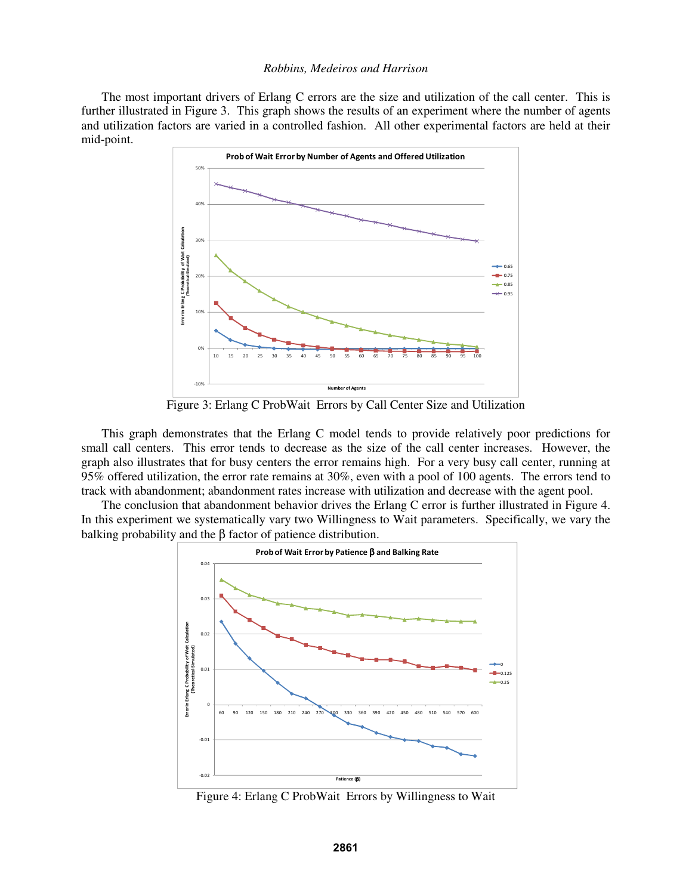The most important drivers of Erlang C errors are the size and utilization of the call center. This is further illustrated in Figure 3. This graph shows the results of an experiment where the number of agents and utilization factors are varied in a controlled fashion. All other experimental factors are held at their mid-point.

Figure 3: Erlang C ProbWait Errors by Call Center Size and Utilization

This graph demonstrates that the Erlang C model tends to provide relatively poor predictions for small call centers. This error tends to decrease as the size of the call center increases. However, the graph also illustrates that for busy centers the error remains high. For a very busy call center, running at 95% offered utilization, the error rate remains at 30%, even with a pool of 100 agents. The errors tend to track with abandonment; abandonment rates increase with utilization and decrease with the agent pool.

The conclusion that abandonment behavior drives the Erlang C error is further illustrated in Figure 4. In this experiment we systematically vary two Willingness to Wait parameters. Specifically, we vary the balking probability and the β factor of patience distribution.

Figure 4: Erlang C ProbWait Errors by Willingness to Wait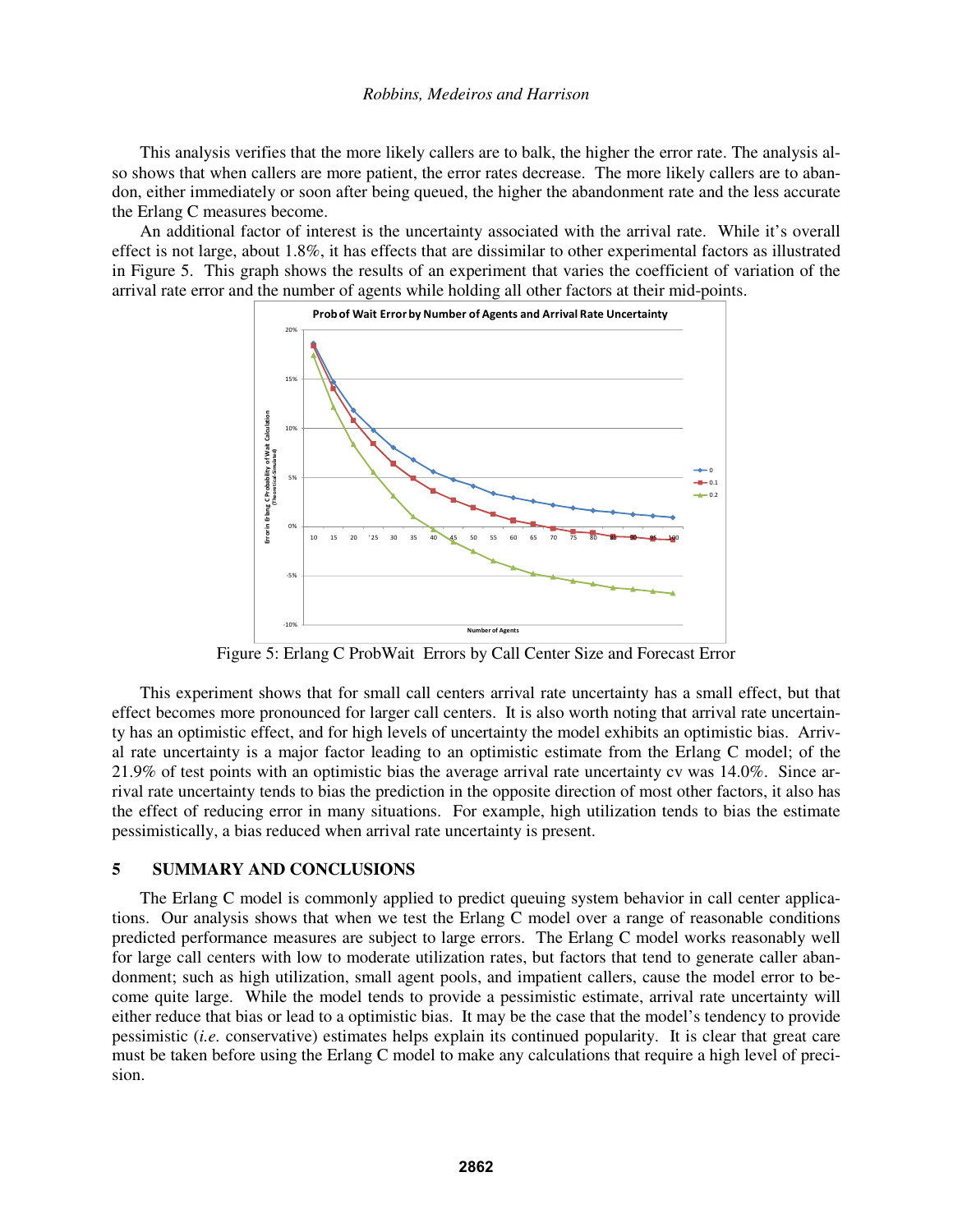This analysis verifies that the more likely callers are to balk, the higher the error rate. The analysis also shows that when callers are more patient, the error rates decrease. The more likely callers are to abandon, either immediately or soon after being queued, the higher the abandonment rate and the less accurate the Erlang C measures become.

An additional factor of interest is the uncertainty associated with the arrival rate. While it's overall effect is not large, about 1.8%, it has effects that are dissimilar to other experimental factors as illustrated in Figure 5. This graph shows the results of an experiment that varies the coefficient of variation of the arrival rate error and the number of agents while holding all other factors at their mid-points.

Figure 5: Erlang C ProbWait Errors by Call Center Size and Forecast Error

This experiment shows that for small call centers arrival rate uncertainty has a small effect, but that effect becomes more pronounced for larger call centers. It is also worth noting that arrival rate uncertainty has an optimistic effect, and for high levels of uncertainty the model exhibits an optimistic bias. Arrival rate uncertainty is a major factor leading to an optimistic estimate from the Erlang C model; of the 21.9% of test points with an optimistic bias the average arrival rate uncertainty cv was 14.0%. Since arrival rate uncertainty tends to bias the prediction in the opposite direction of most other factors, it also has the effect of reducing error in many situations. For example, high utilization tends to bias the estimate pessimistically, a bias reduced when arrival rate uncertainty is present.

## 5 SUMMARY AND CONCLUSIONS

The Erlang C model is commonly applied to predict queuing system behavior in call center applications. Our analysis shows that when we test the Erlang C model over a range of reasonable conditions predicted performance measures are subject to large errors. The Erlang C model works reasonably well for large call centers with low to moderate utilization rates, but factors that tend to generate caller abandonment; such as high utilization, small agent pools, and impatient callers, cause the model error to become quite large. While the model tends to provide a pessimistic estimate, arrival rate uncertainty will either reduce that bias or lead to a optimistic bias. It may be the case that the model's tendency to provide pessimistic (*i.e.* conservative) estimates helps explain its continued popularity. It is clear that great care must be taken before using the Erlang C model to make any calculations that require a high level of precision.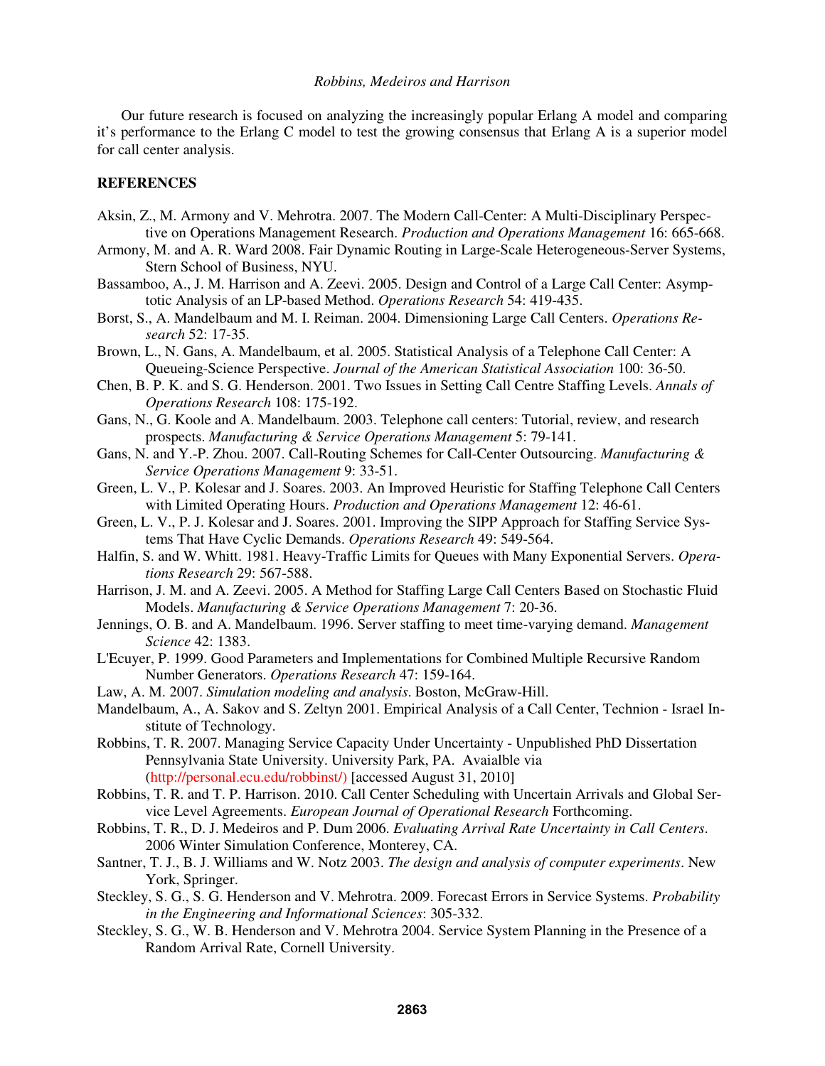Our future research is focused on analyzing the increasingly popular Erlang A model and comparing it's performance to the Erlang C model to test the growing consensus that Erlang A is a superior model for call center analysis.

## REFERENCES

Aksin, Z., M. Armony and V. Mehrotra. 2007. The Modern Call-Center: A Multi-Disciplinary Perspective on Operations Management Research. *Production and Operations Management* 16: 665-668.

Armony, M. and A. R. Ward 2008. Fair Dynamic Routing in Large-Scale Heterogeneous-Server Systems, Stern School of Business, NYU.

Bassamboo, A., J. M. Harrison and A. Zeevi. 2005. Design and Control of a Large Call Center: Asymptotic Analysis of an LP-based Method. *Operations Research* 54: 419-435.

Borst, S., A. Mandelbaum and M. I. Reiman. 2004. Dimensioning Large Call Centers. *Operations Research* 52: 17-35.

Brown, L., N. Gans, A. Mandelbaum, et al. 2005. Statistical Analysis of a Telephone Call Center: A Queueing-Science Perspective. *Journal of the American Statistical Association* 100: 36-50.

Chen, B. P. K. and S. G. Henderson. 2001. Two Issues in Setting Call Centre Staffing Levels. *Annals of Operations Research* 108: 175-192.

Gans, N., G. Koole and A. Mandelbaum. 2003. Telephone call centers: Tutorial, review, and research prospects. *Manufacturing & Service Operations Management* 5: 79-141.

Gans, N. and Y.-P. Zhou. 2007. Call-Routing Schemes for Call-Center Outsourcing. *Manufacturing & Service Operations Management* 9: 33-51.

Green, L. V., P. Kolesar and J. Soares. 2003. An Improved Heuristic for Staffing Telephone Call Centers with Limited Operating Hours. *Production and Operations Management* 12: 46-61.

Green, L. V., P. J. Kolesar and J. Soares. 2001. Improving the SIPP Approach for Staffing Service Systems That Have Cyclic Demands. *Operations Research* 49: 549-564.

Halfin, S. and W. Whitt. 1981. Heavy-Traffic Limits for Queues with Many Exponential Servers. *Operations Research* 29: 567-588.

Harrison, J. M. and A. Zeevi. 2005. A Method for Staffing Large Call Centers Based on Stochastic Fluid Models. *Manufacturing & Service Operations Management* 7: 20-36.

Jennings, O. B. and A. Mandelbaum. 1996. Server staffing to meet time-varying demand. *Management Science* 42: 1383.

L'Ecuyer, P. 1999. Good Parameters and Implementations for Combined Multiple Recursive Random Number Generators. *Operations Research* 47: 159-164.

Law, A. M. 2007. *Simulation modeling and analysis*. Boston, McGraw-Hill.

Mandelbaum, A., A. Sakov and S. Zeltyn 2001. Empirical Analysis of a Call Center, Technion - Israel Institute of Technology.

Robbins, T. R. 2007. Managing Service Capacity Under Uncertainty - Unpublished PhD Dissertation Pennsylvania State University. University Park, PA. Avaialble via (http://personal.ecu.edu/robbinst/) [accessed August 31, 2010]

Robbins, T. R. and T. P. Harrison. 2010. Call Center Scheduling with Uncertain Arrivals and Global Service Level Agreements. *European Journal of Operational Research* Forthcoming.

Robbins, T. R., D. J. Medeiros and P. Dum 2006. *Evaluating Arrival Rate Uncertainty in Call Centers*. 2006 Winter Simulation Conference, Monterey, CA.

Santner, T. J., B. J. Williams and W. Notz 2003. *The design and analysis of computer experiments*. New York, Springer.

Steckley, S. G., S. G. Henderson and V. Mehrotra. 2009. Forecast Errors in Service Systems. *Probability in the Engineering and Informational Sciences*: 305-332.

Steckley, S. G., W. B. Henderson and V. Mehrotra 2004. Service System Planning in the Presence of a Random Arrival Rate, Cornell University.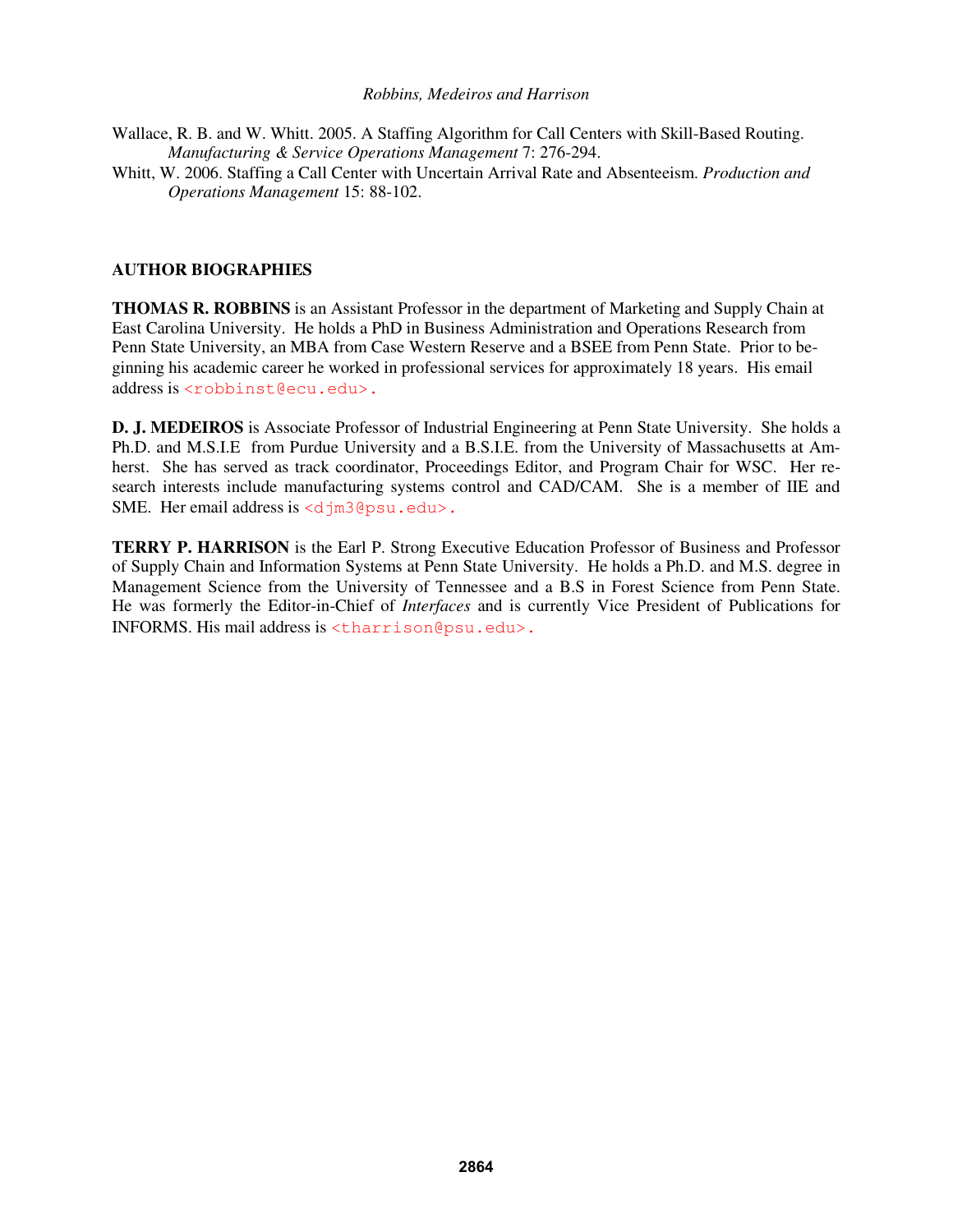Wallace, R. B. and W. Whitt. 2005. A Staffing Algorithm for Call Centers with Skill-Based Routing. *Manufacturing & Service Operations Management* 7: 276-294.

Whitt, W. 2006. Staffing a Call Center with Uncertain Arrival Rate and Absenteeism. *Production and Operations Management* 15: 88-102.

## AUTHOR BIOGRAPHIES

**THOMAS R. ROBBINS** is an Assistant Professor in the department of Marketing and Supply Chain at East Carolina University. He holds a PhD in Business Administration and Operations Research from Penn State University, an MBA from Case Western Reserve and a BSEE from Penn State. Prior to beginning his academic career he worked in professional services for approximately 18 years. His email address is <robbinst@ecu.edu>.

**D. J. MEDEIROS** is Associate Professor of Industrial Engineering at Penn State University. She holds a Ph.D. and M.S.I.E from Purdue University and a B.S.I.E. from the University of Massachusetts at Amherst. She has served as track coordinator, Proceedings Editor, and Program Chair for WSC. Her research interests include manufacturing systems control and CAD/CAM. She is a member of IIE and SME. Her email address is <djm3@psu.edu>.

**TERRY P. HARRISON** is the Earl P. Strong Executive Education Professor of Business and Professor of Supply Chain and Information Systems at Penn State University. He holds a Ph.D. and M.S. degree in Management Science from the University of Tennessee and a B.S in Forest Science from Penn State. He was formerly the Editor-in-Chief of *Interfaces* and is currently Vice President of Publications for INFORMS. His mail address is <tharrison@psu.edu>.